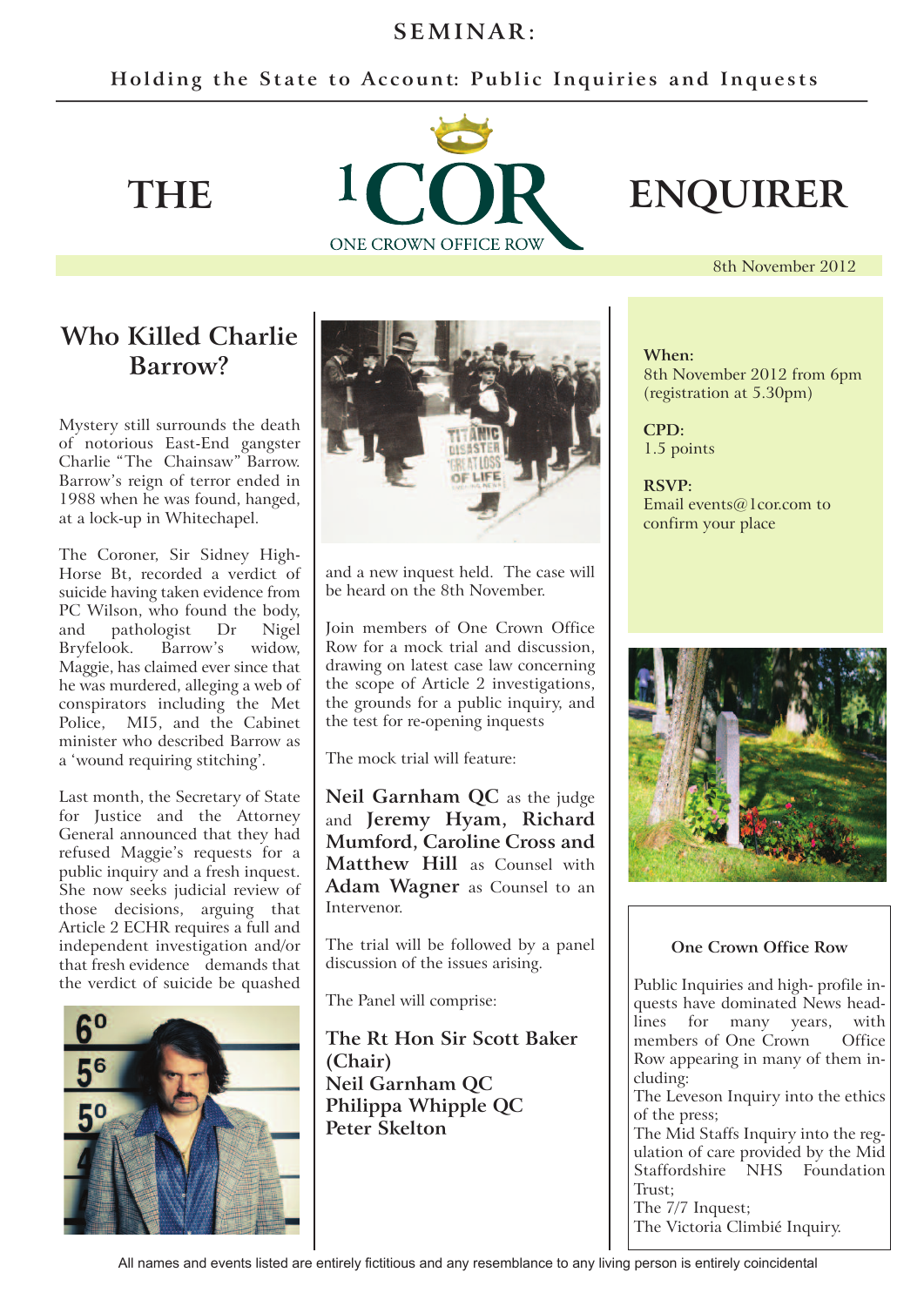# SEMINAR:

**Holding the State to Account: Public Inquiries and Inquests**

# THE 1COR ENQUIRER

ONE CROWN OFFICE ROW

8th November 2012

## Who Killed Charlie Barrow?

Mystery still surrounds the death of notorious East-End gangster Charlie "The Chainsaw" Barrow. Barrow's reign of terror ended in 1988 when he was found, hanged, at a lock-up in Whitechapel.

The Coroner, Sir Sidney High-Horse Bt, recorded a verdict of suicide having taken evidence from PC Wilson, who found the body, and pathologist Dr Nigel Bryfelook. Barrow's widow, Maggie, has claimed ever since that he was murdered, alleging a web of conspirators including the Met Police, MI5, and the Cabinet minister who described Barrow as a 'wound requiring stitching'.

Last month, the Secretary of State for Justice and the Attorney General announced that they had refused Maggie's requests for a public inquiry and a fresh inquest. She now seeks judicial review of those decisions, arguing that Article 2 ECHR requires a full and independent investigation and/or that fresh evidence demands that the verdict of suicide be quashed and a new inquest held. The case will be heard on the 8th November.

Join members of One Crown Office Row for a mock trial and discussion, drawing on latest case law concerning the scope of Article 2 investigations, the grounds for a public inquiry, and the test for re-opening inquests

The mock trial will feature:

**Neil Garnham QC** as the judge and **Jeremy Hyam, Richard Mumford, Caroline Cross and Matthew Hill** as Counsel with **Adam Wagner** as Counsel to an Intervenor.

The trial will be followed by a panel discussion of the issues arising.

The Panel will comprise:

**The Rt Hon Sir Scott Baker (Chair)**
**Neil Garnham QC**
**Philippa Whipple QC**
**Peter Skelton**

**When:**
8th November 2012 from 6pm (registration at 5.30pm)

**CPD:**
1.5 points

**RSVP:**
Email events@1cor.com to confirm your place

### One Crown Office Row

Public Inquiries and high- profile inquests have dominated News headlines for many years, with members of One Crown Office Row appearing in many of them including:
The Leveson Inquiry into the ethics of the press;
The Mid Staffs Inquiry into the regulation of care provided by the Mid Staffordshire NHS Foundation Trust;
The 7/7 Inquest;
The Victoria Climbié Inquiry.

All names and events listed are entirely fictitious and any resemblance to any living person is entirely coincidental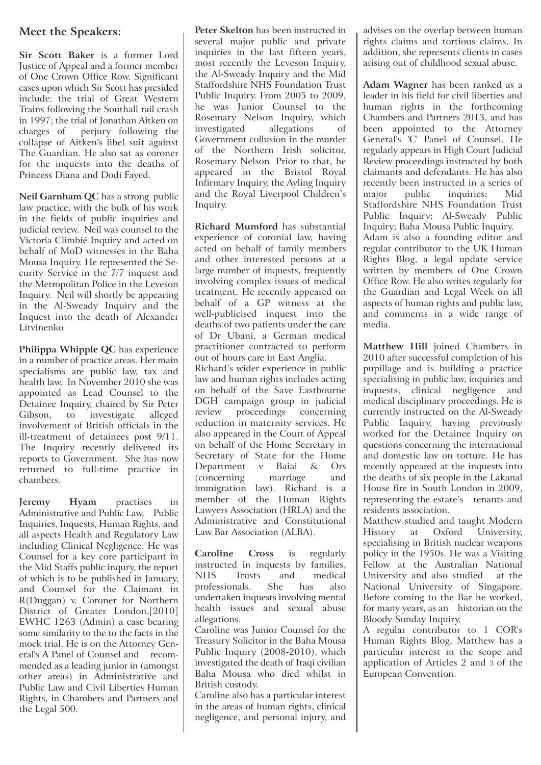## Meet the Speakers:

**Sir Scott Baker** is a former Lord Justice of Appeal and a former member of One Crown Office Row. Significant cases upon which Sir Scott has presided include: the trial of Great Western Trains following the Southall rail crash in 1997; the trial of Jonathan Aitken on charges of perjury following the collapse of Aitken's libel suit against The Guardian. He also sat as coroner for the inquests into the deaths of Princess Diana and Dodi Fayed.

**Neil Garnham QC** has a strong public law practice, with the bulk of his work in the fields of public inquiries and judicial review. Neil was counsel to the Victoria Climbié Inquiry and acted on behalf of MoD witnesses in the Baha Mousa Inquiry. He represented the Security Service in the 7/7 inquest and the Metropolitan Police in the Leveson Inquiry. Neil will shortly be appearing in the Al-Sweady Inquiry and the Inquest into the death of Alexander Litvinenko

**Philippa Whipple QC** has experience in a number of practice areas. Her main specialisms are public law, tax and health law. In November 2010 she was appointed as Lead Counsel to the Detainee Inquiry, chaired by Sir Peter Gibson, to investigate alleged involvement of British officials in the ill-treatment of detainees post 9/11. The Inquiry recently delivered its reports to Government. She has now returned to full-time practice in chambers.

**Jeremy Hyam** practises in Administrative and Public Law, Public Inquiries, Inquests, Human Rights, and all aspects Health and Regulatory Law including Clinical Negligence. He was Counsel for a key core participant in the Mid Staffs public inqury, the report of which is to be published in January, and Counsel for the Claimant in R(Duggan) v. Coroner for Northern District of Greater London,[2010] EWHC 1263 (Admin) a case bearing some similarity to the to the facts in the mock trial. He is on the Attorney General's A Panel of Counsel and recommended as a leading junior in (amongst other areas) in Administrative and Public Law and Civil Liberties Human Rights, in Chambers and Partners and the Legal 500.

**Peter Skelton** has been instructed in several major public and private inquiries in the last fifteen years, most recently the Leveson Inquiry, the Al-Sweady Inquiry and the Mid Staffordshire NHS Foundation Trust Public Inquiry. From 2005 to 2009, he was Junior Counsel to the Rosemary Nelson Inquiry, which investigated allegations of Government collusion in the murder of the Northern Irish solicitor, Rosemary Nelson. Prior to that, he appeared in the Bristol Royal Infirmary Inquiry, the Ayling Inquiry and the Royal Liverpool Children's Inquiry.

**Richard Mumford** has substantial experience of coronial law, having acted on behalf of family members and other interested persons at a large number of inquests, frequently involving complex issues of medical treatment. He recently appeared on behalf of a GP witness at the well-publicised inquest into the deaths of two patients under the care of Dr Ubani, a German medical practitioner contracted to perform out of hours care in East Anglia.
Richard's wider experience in public law and human rights includes acting on behalf of the Save Eastbourne DGH campaign group in judicial review proceedings concerning reduction in maternity services. He also appeared in the Court of Appeal on behalf of the Home Secretary in Secretary of State for the Home Department v Baiai & Ors (concerning marriage and immigration law). Richard is a member of the Human Rights Lawyers Association (HRLA) and the Administrative and Constitutional Law Bar Association (ALBA).

**Caroline Cross** is regularly instructed in inquests by families, NHS Trusts and medical professionals. She has also undertaken inquests involving mental health issues and sexual abuse allegations.
Caroline was Junior Counsel for the Treasury Solicitor in the Baha Mousa Public Inquiry (2008-2010), which investigated the death of Iraqi civilian Baha Mousa who died whilst in British custody.
Caroline also has a particular interest in the areas of human rights, clinical negligence, and personal injury, and advises on the overlap between human rights claims and tortious claims. In addition, she represents clients in cases arising out of childhood sexual abuse.

**Adam Wagner** has been ranked as a leader in his field for civil liberties and human rights in the forthcoming Chambers and Partners 2013, and has been appointed to the Attorney General's 'C' Panel of Counsel. He regularly appears in High Court Judicial Review proceedings instructed by both claimants and defendants. He has also recently been instructed in a series of major public inquiries: Mid Staffordshire NHS Foundation Trust Public Inquiry; Al-Sweady Public Inquiry; Baha Mousa Public Inquiry.
Adam is also a founding editor and regular contributor to the UK Human Rights Blog, a legal update service written by members of One Crown Office Row. He also writes regularly for the Guardian and Legal Week on all aspects of human rights and public law, and comments in a wide range of media.

**Matthew Hill** joined Chambers in 2010 after successful completion of his pupillage and is building a practice specialising in public law, inquiries and inquests, clinical negligence and medical disciplinary proceedings. He is currently instructed on the Al-Sweady Public Inquiry, having previously worked for the Detainee Inquiry on questions concerning the international and domestic law on torture. He has recently appeared at the inquests into the deaths of six people in the Lakanal House fire in South London in 2009, representing the estate's tenants and residents association.
Matthew studied and taught Modern History at Oxford University, specialising in British nuclear weapons policy in the 1950s. He was a Visiting Fellow at the Australian National University and also studied at the National University of Singapore. Before coming to the Bar he worked, for many years, as an historian on the Bloody Sunday Inquiry.
A regular contributor to 1 COR's Human Rights Blog, Matthew has a particular interest in the scope and application of Articles 2 and 3 of the European Convention.